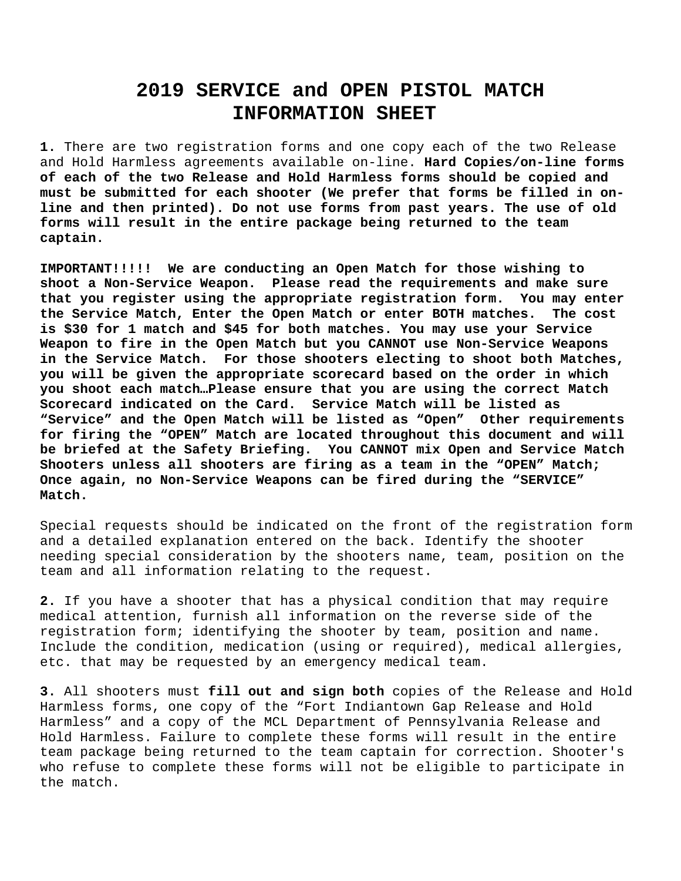# 2019 SERVICE and OPEN PISTOL MATCH INFORMATION SHEET

**1.** There are two registration forms and one copy each of the two Release and Hold Harmless agreements available on-line. **Hard Copies/on-line forms of each of the two Release and Hold Harmless forms should be copied and must be submitted for each shooter (We prefer that forms be filled in on-line and then printed). Do not use forms from past years. The use of old forms will result in the entire package being returned to the team captain.**

**IMPORTANT!!!!! We are conducting an Open Match for those wishing to shoot a Non-Service Weapon. Please read the requirements and make sure that you register using the appropriate registration form. You may enter the Service Match, Enter the Open Match or enter BOTH matches. The cost is $30 for 1 match and $45 for both matches. You may use your Service Weapon to fire in the Open Match but you CANNOT use Non-Service Weapons in the Service Match. For those shooters electing to shoot both Matches, you will be given the appropriate scorecard based on the order in which you shoot each match…Please ensure that you are using the correct Match Scorecard indicated on the Card. Service Match will be listed as "Service" and the Open Match will be listed as "Open" Other requirements for firing the "OPEN" Match are located throughout this document and will be briefed at the Safety Briefing. You CANNOT mix Open and Service Match Shooters unless all shooters are firing as a team in the "OPEN" Match; Once again, no Non-Service Weapons can be fired during the "SERVICE" Match.**

Special requests should be indicated on the front of the registration form and a detailed explanation entered on the back. Identify the shooter needing special consideration by the shooters name, team, position on the team and all information relating to the request.

**2.** If you have a shooter that has a physical condition that may require medical attention, furnish all information on the reverse side of the registration form; identifying the shooter by team, position and name. Include the condition, medication (using or required), medical allergies, etc. that may be requested by an emergency medical team.

**3.** All shooters must **fill out and sign both** copies of the Release and Hold Harmless forms, one copy of the "Fort Indiantown Gap Release and Hold Harmless" and a copy of the MCL Department of Pennsylvania Release and Hold Harmless. Failure to complete these forms will result in the entire team package being returned to the team captain for correction. Shooter's who refuse to complete these forms will not be eligible to participate in the match.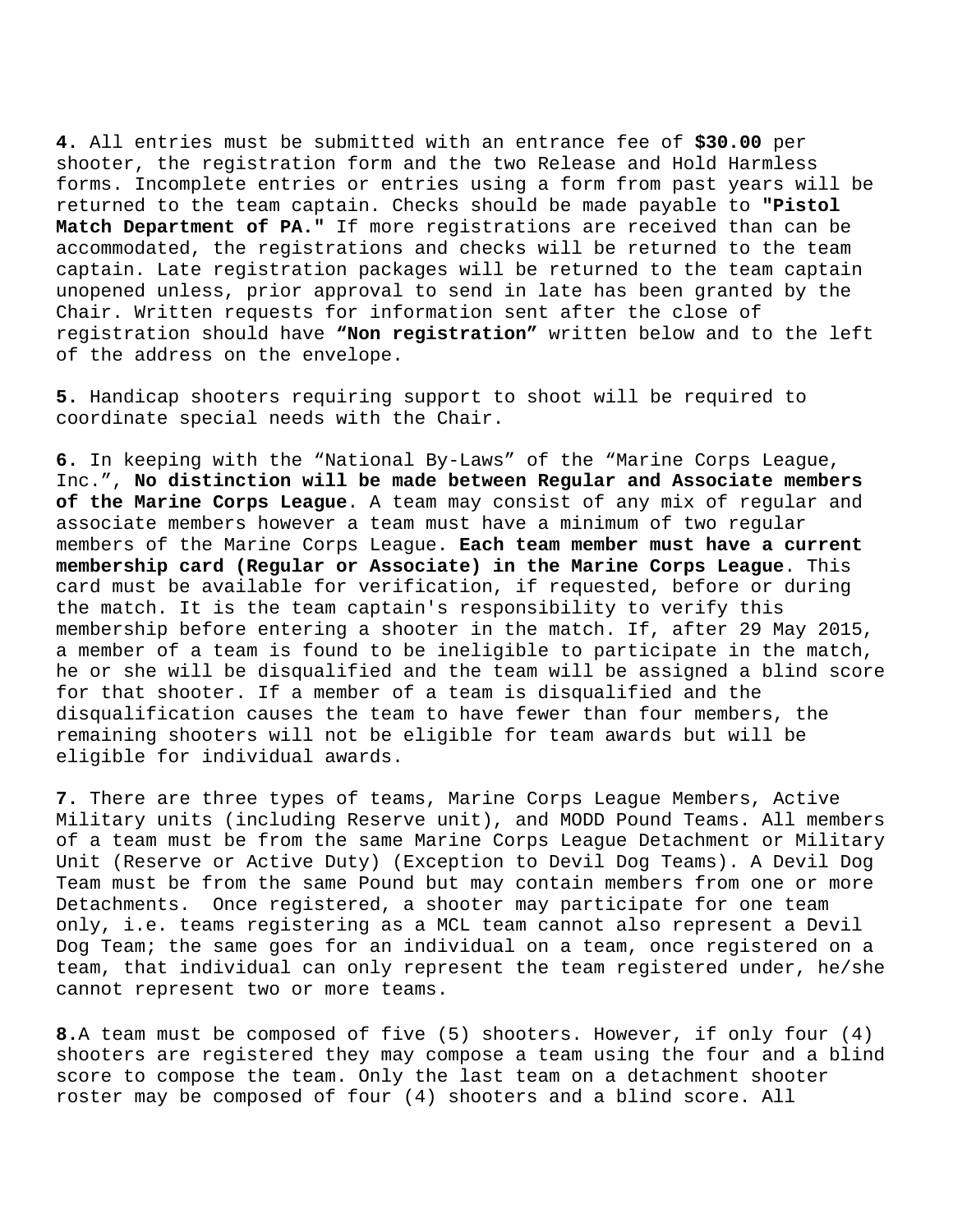**4.** All entries must be submitted with an entrance fee of **$30.00** per shooter, the registration form and the two Release and Hold Harmless forms. Incomplete entries or entries using a form from past years will be returned to the team captain. Checks should be made payable to **"Pistol Match Department of PA."** If more registrations are received than can be accommodated, the registrations and checks will be returned to the team captain. Late registration packages will be returned to the team captain unopened unless, prior approval to send in late has been granted by the Chair. Written requests for information sent after the close of registration should have **"Non registration"** written below and to the left of the address on the envelope.

**5.** Handicap shooters requiring support to shoot will be required to coordinate special needs with the Chair.

**6.** In keeping with the "National By-Laws" of the "Marine Corps League, Inc.", **No distinction will be made between Regular and Associate members of the Marine Corps League**. A team may consist of any mix of regular and associate members however a team must have a minimum of two regular members of the Marine Corps League. **Each team member must have a current membership card (Regular or Associate) in the Marine Corps League**. This card must be available for verification, if requested, before or during the match. It is the team captain's responsibility to verify this membership before entering a shooter in the match. If, after 29 May 2015, a member of a team is found to be ineligible to participate in the match, he or she will be disqualified and the team will be assigned a blind score for that shooter. If a member of a team is disqualified and the disqualification causes the team to have fewer than four members, the remaining shooters will not be eligible for team awards but will be eligible for individual awards.

**7.** There are three types of teams, Marine Corps League Members, Active Military units (including Reserve unit), and MODD Pound Teams. All members of a team must be from the same Marine Corps League Detachment or Military Unit (Reserve or Active Duty) (Exception to Devil Dog Teams). A Devil Dog Team must be from the same Pound but may contain members from one or more Detachments. Once registered, a shooter may participate for one team only, i.e. teams registering as a MCL team cannot also represent a Devil Dog Team; the same goes for an individual on a team, once registered on a team, that individual can only represent the team registered under, he/she cannot represent two or more teams.

**8.** A team must be composed of five (5) shooters. However, if only four (4) shooters are registered they may compose a team using the four and a blind score to compose the team. Only the last team on a detachment shooter roster may be composed of four (4) shooters and a blind score. All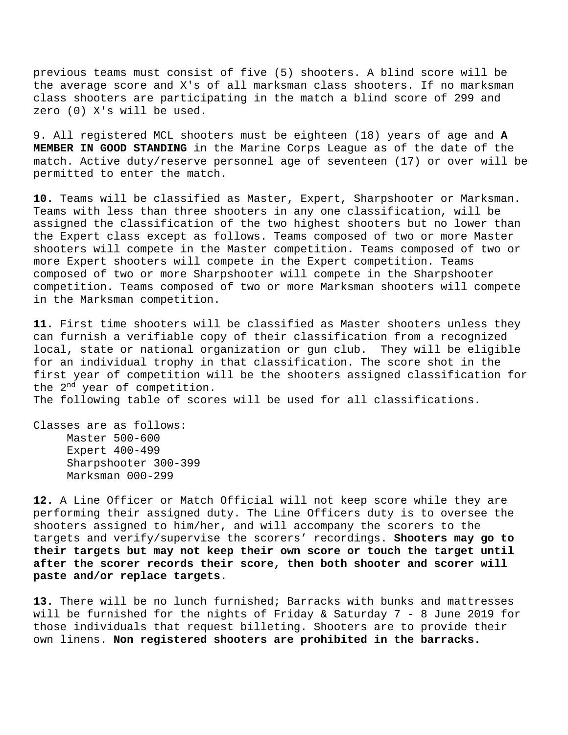previous teams must consist of five (5) shooters. A blind score will be the average score and X's of all marksman class shooters. If no marksman class shooters are participating in the match a blind score of 299 and zero (0) X's will be used.

9. All registered MCL shooters must be eighteen (18) years of age and **A MEMBER IN GOOD STANDING** in the Marine Corps League as of the date of the match. Active duty/reserve personnel age of seventeen (17) or over will be permitted to enter the match.

**10.** Teams will be classified as Master, Expert, Sharpshooter or Marksman. Teams with less than three shooters in any one classification, will be assigned the classification of the two highest shooters but no lower than the Expert class except as follows. Teams composed of two or more Master shooters will compete in the Master competition**.** Teams composed of two or more Expert shooters will compete in the Expert competition. Teams composed of two or more Sharpshooter will compete in the Sharpshooter competition. Teams composed of two or more Marksman shooters will compete in the Marksman competition.

**11.** First time shooters will be classified as Master shooters unless they can furnish a verifiable copy of their classification from a recognized local, state or national organization or gun club. They will be eligible for an individual trophy in that classification. The score shot in the first year of competition will be the shooters assigned classification for the 2nd year of competition.
The following table of scores will be used for all classifications.

Classes are as follows:
- Master 500-600
- Expert 400-499
- Sharpshooter 300-399
- Marksman 000-299

**12.** A Line Officer or Match Official will not keep score while they are performing their assigned duty. The Line Officers duty is to oversee the shooters assigned to him/her, and will accompany the scorers to the targets and verify/supervise the scorers' recordings. **Shooters may go to their targets but may not keep their own score or touch the target until after the scorer records their score, then both shooter and scorer will paste and/or replace targets.**

**13.** There will be no lunch furnished; Barracks with bunks and mattresses will be furnished for the nights of Friday & Saturday 7 - 8 June 2019 for those individuals that request billeting. Shooters are to provide their own linens. **Non registered shooters are prohibited in the barracks.**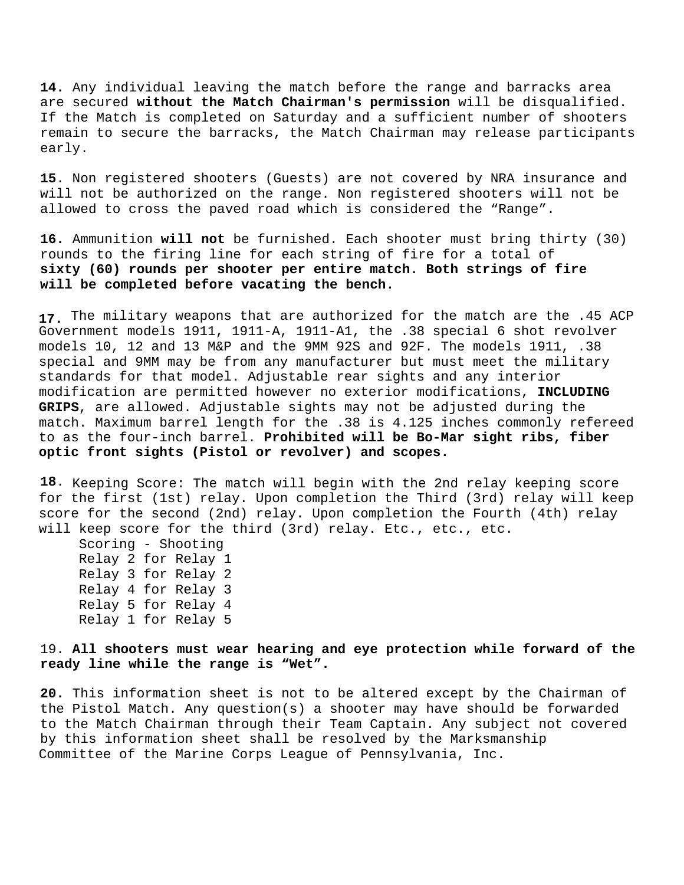**14.** Any individual leaving the match before the range and barracks area are secured **without the Match Chairman's permission** will be disqualified. If the Match is completed on Saturday and a sufficient number of shooters remain to secure the barracks, the Match Chairman may release participants early.

**15**. Non registered shooters (Guests) are not covered by NRA insurance and will not be authorized on the range. Non registered shooters will not be allowed to cross the paved road which is considered the “Range”.

**16.** Ammunition **will not** be furnished. Each shooter must bring thirty (30) rounds to the firing line for each string of fire for a total of **sixty (60) rounds per shooter per entire match. Both strings of fire will be completed before vacating the bench.**

**17.** The military weapons that are authorized for the match are the .45 ACP Government models 1911, 1911-A, 1911-A1, the .38 special 6 shot revolver models 10, 12 and 13 M&P and the 9MM 92S and 92F. The models 1911, .38 special and 9MM may be from any manufacturer but must meet the military standards for that model. Adjustable rear sights and any interior modification are permitted however no exterior modifications, **INCLUDING GRIPS**, are allowed. Adjustable sights may not be adjusted during the match. Maximum barrel length for the .38 is 4.125 inches commonly refereed to as the four-inch barrel. **Prohibited will be Bo-Mar sight ribs, fiber optic front sights (Pistol or revolver) and scopes.**

**18.** Keeping Score: The match will begin with the 2nd relay keeping score for the first (1st) relay. Upon completion the Third (3rd) relay will keep score for the second (2nd) relay. Upon completion the Fourth (4th) relay will keep score for the third (3rd) relay. Etc., etc., etc.

Scoring - Shooting
Relay 2 for Relay 1
Relay 3 for Relay 2
Relay 4 for Relay 3
Relay 5 for Relay 4
Relay 1 for Relay 5

19. **All shooters must wear hearing and eye protection while forward of the ready line while the range is “Wet”.**

**20.** This information sheet is not to be altered except by the Chairman of the Pistol Match. Any question(s) a shooter may have should be forwarded to the Match Chairman through their Team Captain. Any subject not covered by this information sheet shall be resolved by the Marksmanship Committee of the Marine Corps League of Pennsylvania, Inc.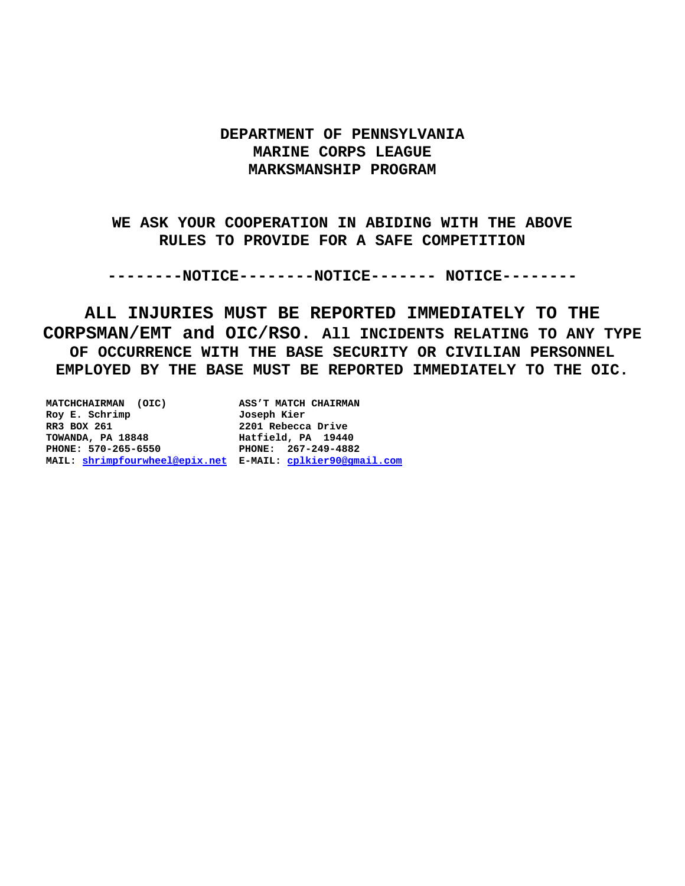# DEPARTMENT OF PENNSYLVANIA
# MARINE CORPS LEAGUE
# MARKSMANSHIP PROGRAM

**WE ASK YOUR COOPERATION IN ABIDING WITH THE ABOVE RULES TO PROVIDE FOR A SAFE COMPETITION**

**--------NOTICE--------NOTICE------- NOTICE--------**

**ALL INJURIES MUST BE REPORTED IMMEDIATELY TO THE CORPSMAN/EMT and OIC/RSO. All INCIDENTS RELATING TO ANY TYPE OF OCCURRENCE WITH THE BASE SECURITY OR CIVILIAN PERSONNEL EMPLOYED BY THE BASE MUST BE REPORTED IMMEDIATELY TO THE OIC.**

| | |
|---|---|
| **MATCHCHAIRMAN (OIC)** | **ASS'T MATCH CHAIRMAN** |
| **Roy E. Schrimp** | **Joseph Kier** |
| **RR3 BOX 261** | **2201 Rebecca Drive** |
| **TOWANDA, PA 18848** | **Hatfield, PA 19440** |
| **PHONE: 570-265-6550** | **PHONE: 267-249-4882** |
| **MAIL: shrimpfourwheel@epix.net** | **E-MAIL: cplkier90@gmail.com** |